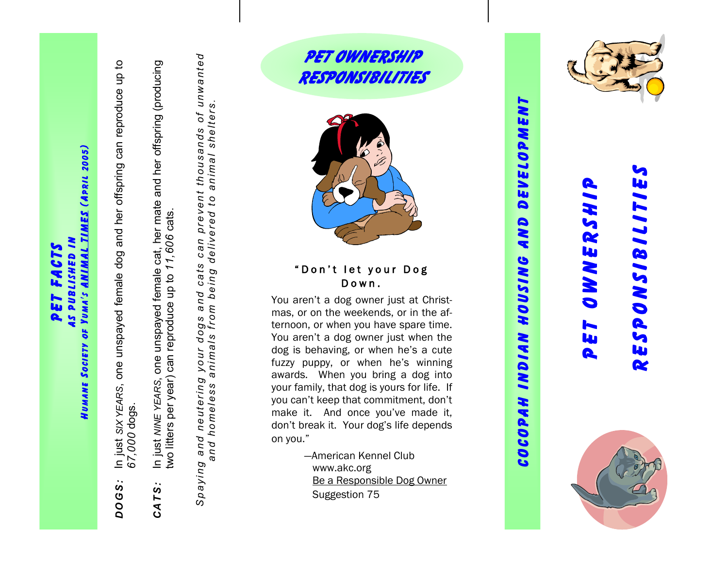## PET FACTS

### AS PUBLISHED IN HUMANE SOCIETY OF YUMA'S ANIMAL TIMES (APRIL 2005)

**DOGS:** In just *SIX YEARS*, one unspayed female dog and her offspring can reproduce up to *67,000* dogs.

**CATS:** In just *NINE YEARS*, one unspayed female cat, her mate and her offspring (producing two litters per year) can reproduce up to *11,606* cats.

*Spaying and neutering your dogs and cats can prevent thousands of unwanted and homeless animals from being delivered to animal shelters.*

# PET OWNERSHIP RESPONSIBILITIES

**"Don't let your Dog Down.**

You aren't a dog owner just at Christmas, or on the weekends, or in the afternoon, or when you have spare time. You aren't a dog owner just when the dog is behaving, or when he's a cute fuzzy puppy, or when he's winning awards. When you bring a dog into your family, that dog is yours for life. If you can't keep that commitment, don't make it. And once you've made it, don't break it. Your dog's life depends on you."

—American Kennel Club
www.akc.org
Be a Responsible Dog Owner
Suggestion 75

## COCOPAH INDIAN HOUSING AND DEVELOPMENT

# PET OWNERSHIP RESPONSIBILITIES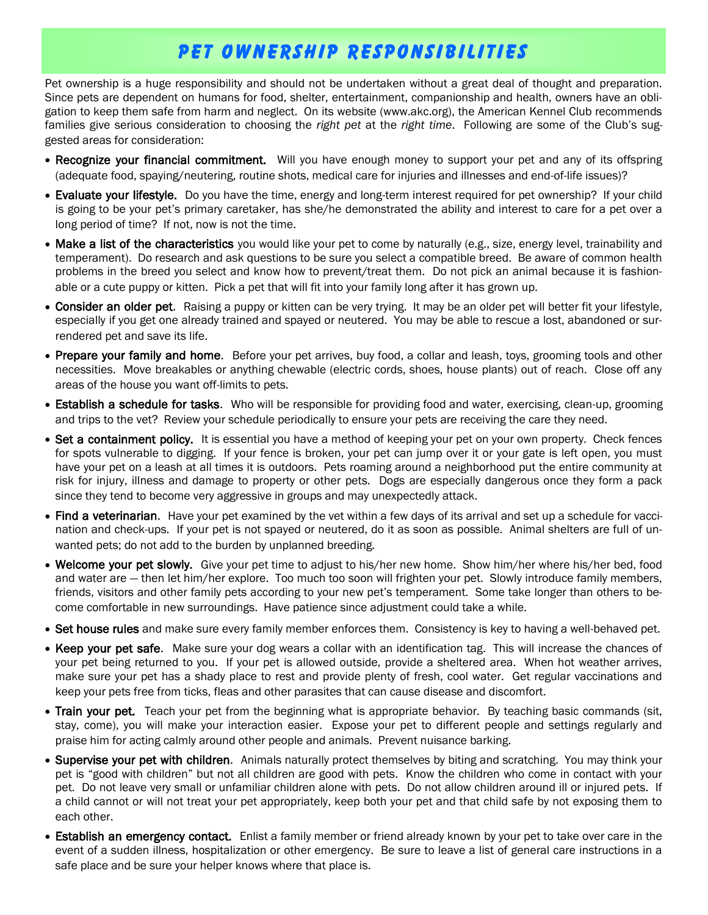# Pet Ownership Responsibilities

Pet ownership is a huge responsibility and should not be undertaken without a great deal of thought and preparation. Since pets are dependent on humans for food, shelter, entertainment, companionship and health, owners have an obligation to keep them safe from harm and neglect. On its website (www.akc.org), the American Kennel Club recommends families give serious consideration to choosing the *right pet* at the *right time*. Following are some of the Club's suggested areas for consideration:

- **Recognize your financial commitment.** Will you have enough money to support your pet and any of its offspring (adequate food, spaying/neutering, routine shots, medical care for injuries and illnesses and end-of-life issues)?
- **Evaluate your lifestyle.** Do you have the time, energy and long-term interest required for pet ownership? If your child is going to be your pet's primary caretaker, has she/he demonstrated the ability and interest to care for a pet over a long period of time? If not, now is not the time.
- **Make a list of the characteristics** you would like your pet to come by naturally (e.g., size, energy level, trainability and temperament). Do research and ask questions to be sure you select a compatible breed. Be aware of common health problems in the breed you select and know how to prevent/treat them. Do not pick an animal because it is fashionable or a cute puppy or kitten. Pick a pet that will fit into your family long after it has grown up.
- **Consider an older pet**. Raising a puppy or kitten can be very trying. It may be an older pet will better fit your lifestyle, especially if you get one already trained and spayed or neutered. You may be able to rescue a lost, abandoned or surrendered pet and save its life.
- **Prepare your family and home**. Before your pet arrives, buy food, a collar and leash, toys, grooming tools and other necessities. Move breakables or anything chewable (electric cords, shoes, house plants) out of reach. Close off any areas of the house you want off-limits to pets.
- **Establish a schedule for tasks**. Who will be responsible for providing food and water, exercising, clean-up, grooming and trips to the vet? Review your schedule periodically to ensure your pets are receiving the care they need.
- **Set a containment policy.** It is essential you have a method of keeping your pet on your own property. Check fences for spots vulnerable to digging. If your fence is broken, your pet can jump over it or your gate is left open, you must have your pet on a leash at all times it is outdoors. Pets roaming around a neighborhood put the entire community at risk for injury, illness and damage to property or other pets. Dogs are especially dangerous once they form a pack since they tend to become very aggressive in groups and may unexpectedly attack.
- **Find a veterinarian**. Have your pet examined by the vet within a few days of its arrival and set up a schedule for vaccination and check-ups. If your pet is not spayed or neutered, do it as soon as possible. Animal shelters are full of unwanted pets; do not add to the burden by unplanned breeding.
- **Welcome your pet slowly.** Give your pet time to adjust to his/her new home. Show him/her where his/her bed, food and water are — then let him/her explore. Too much too soon will frighten your pet. Slowly introduce family members, friends, visitors and other family pets according to your new pet's temperament. Some take longer than others to become comfortable in new surroundings. Have patience since adjustment could take a while.
- **Set house rules** and make sure every family member enforces them. Consistency is key to having a well-behaved pet.
- **Keep your pet safe**. Make sure your dog wears a collar with an identification tag. This will increase the chances of your pet being returned to you. If your pet is allowed outside, provide a sheltered area. When hot weather arrives, make sure your pet has a shady place to rest and provide plenty of fresh, cool water. Get regular vaccinations and keep your pets free from ticks, fleas and other parasites that can cause disease and discomfort.
- **Train your pet.** Teach your pet from the beginning what is appropriate behavior. By teaching basic commands (sit, stay, come), you will make your interaction easier. Expose your pet to different people and settings regularly and praise him for acting calmly around other people and animals. Prevent nuisance barking.
- **Supervise your pet with children**. Animals naturally protect themselves by biting and scratching. You may think your pet is "good with children" but not all children are good with pets. Know the children who come in contact with your pet. Do not leave very small or unfamiliar children alone with pets. Do not allow children around ill or injured pets. If a child cannot or will not treat your pet appropriately, keep both your pet and that child safe by not exposing them to each other.
- **Establish an emergency contact.** Enlist a family member or friend already known by your pet to take over care in the event of a sudden illness, hospitalization or other emergency. Be sure to leave a list of general care instructions in a safe place and be sure your helper knows where that place is.